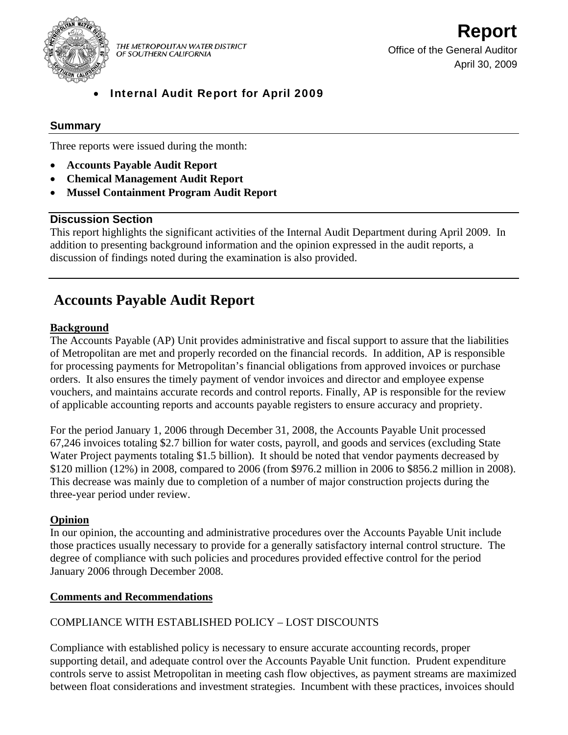THE METROPOLITAN WATER DISTRICT OF SOUTHERN CALIFORNIA

# Report

Office of the General Auditor
April 30, 2009

- **Internal Audit Report for April 2009**

### Summary

Three reports were issued during the month:

- **Accounts Payable Audit Report**
- **Chemical Management Audit Report**
- **Mussel Containment Program Audit Report**

### Discussion Section

This report highlights the significant activities of the Internal Audit Department during April 2009. In addition to presenting background information and the opinion expressed in the audit reports, a discussion of findings noted during the examination is also provided.

## Accounts Payable Audit Report

**Background**

The Accounts Payable (AP) Unit provides administrative and fiscal support to assure that the liabilities of Metropolitan are met and properly recorded on the financial records. In addition, AP is responsible for processing payments for Metropolitan's financial obligations from approved invoices or purchase orders. It also ensures the timely payment of vendor invoices and director and employee expense vouchers, and maintains accurate records and control reports. Finally, AP is responsible for the review of applicable accounting reports and accounts payable registers to ensure accuracy and propriety.

For the period January 1, 2006 through December 31, 2008, the Accounts Payable Unit processed 67,246 invoices totaling $2.7 billion for water costs, payroll, and goods and services (excluding State Water Project payments totaling $1.5 billion). It should be noted that vendor payments decreased by $120 million (12%) in 2008, compared to 2006 (from $976.2 million in 2006 to $856.2 million in 2008). This decrease was mainly due to completion of a number of major construction projects during the three-year period under review.

**Opinion**

In our opinion, the accounting and administrative procedures over the Accounts Payable Unit include those practices usually necessary to provide for a generally satisfactory internal control structure. The degree of compliance with such policies and procedures provided effective control for the period January 2006 through December 2008.

**Comments and Recommendations**

COMPLIANCE WITH ESTABLISHED POLICY – LOST DISCOUNTS

Compliance with established policy is necessary to ensure accurate accounting records, proper supporting detail, and adequate control over the Accounts Payable Unit function. Prudent expenditure controls serve to assist Metropolitan in meeting cash flow objectives, as payment streams are maximized between float considerations and investment strategies. Incumbent with these practices, invoices should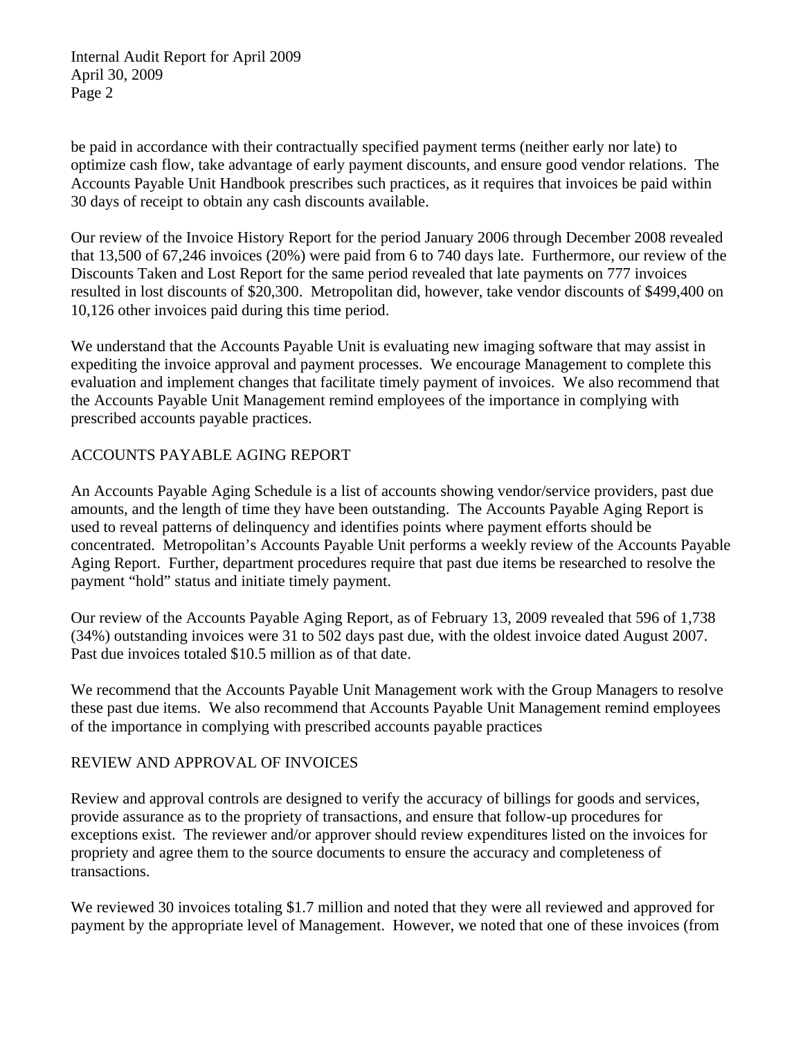be paid in accordance with their contractually specified payment terms (neither early nor late) to optimize cash flow, take advantage of early payment discounts, and ensure good vendor relations. The Accounts Payable Unit Handbook prescribes such practices, as it requires that invoices be paid within 30 days of receipt to obtain any cash discounts available.

Our review of the Invoice History Report for the period January 2006 through December 2008 revealed that 13,500 of 67,246 invoices (20%) were paid from 6 to 740 days late. Furthermore, our review of the Discounts Taken and Lost Report for the same period revealed that late payments on 777 invoices resulted in lost discounts of $20,300. Metropolitan did, however, take vendor discounts of $499,400 on 10,126 other invoices paid during this time period.

We understand that the Accounts Payable Unit is evaluating new imaging software that may assist in expediting the invoice approval and payment processes. We encourage Management to complete this evaluation and implement changes that facilitate timely payment of invoices. We also recommend that the Accounts Payable Unit Management remind employees of the importance in complying with prescribed accounts payable practices.

## ACCOUNTS PAYABLE AGING REPORT

An Accounts Payable Aging Schedule is a list of accounts showing vendor/service providers, past due amounts, and the length of time they have been outstanding. The Accounts Payable Aging Report is used to reveal patterns of delinquency and identifies points where payment efforts should be concentrated. Metropolitan's Accounts Payable Unit performs a weekly review of the Accounts Payable Aging Report. Further, department procedures require that past due items be researched to resolve the payment "hold" status and initiate timely payment.

Our review of the Accounts Payable Aging Report, as of February 13, 2009 revealed that 596 of 1,738 (34%) outstanding invoices were 31 to 502 days past due, with the oldest invoice dated August 2007. Past due invoices totaled $10.5 million as of that date.

We recommend that the Accounts Payable Unit Management work with the Group Managers to resolve these past due items. We also recommend that Accounts Payable Unit Management remind employees of the importance in complying with prescribed accounts payable practices

## REVIEW AND APPROVAL OF INVOICES

Review and approval controls are designed to verify the accuracy of billings for goods and services, provide assurance as to the propriety of transactions, and ensure that follow-up procedures for exceptions exist. The reviewer and/or approver should review expenditures listed on the invoices for propriety and agree them to the source documents to ensure the accuracy and completeness of transactions.

We reviewed 30 invoices totaling $1.7 million and noted that they were all reviewed and approved for payment by the appropriate level of Management. However, we noted that one of these invoices (from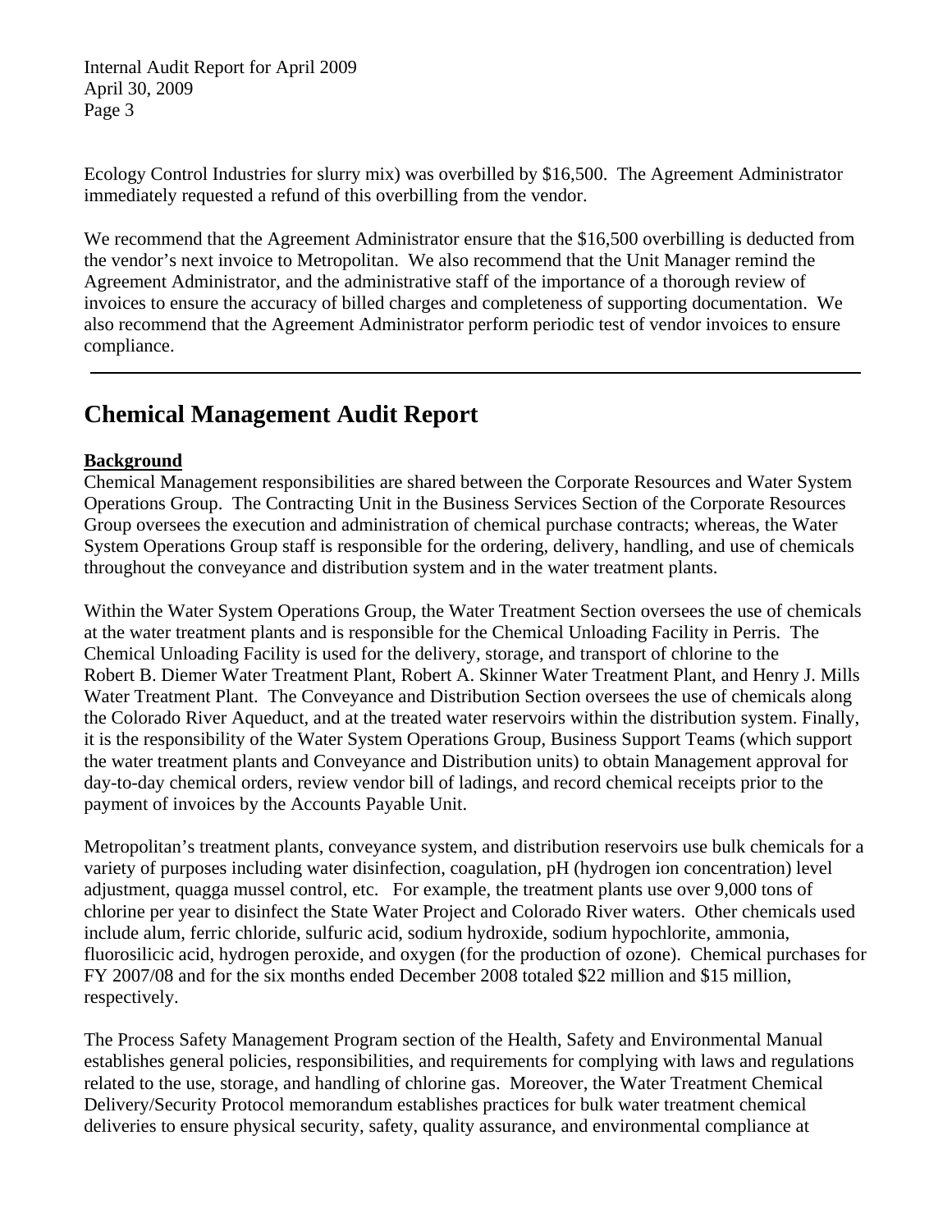Ecology Control Industries for slurry mix) was overbilled by $16,500. The Agreement Administrator immediately requested a refund of this overbilling from the vendor.

We recommend that the Agreement Administrator ensure that the $16,500 overbilling is deducted from the vendor's next invoice to Metropolitan. We also recommend that the Unit Manager remind the Agreement Administrator, and the administrative staff of the importance of a thorough review of invoices to ensure the accuracy of billed charges and completeness of supporting documentation. We also recommend that the Agreement Administrator perform periodic test of vendor invoices to ensure compliance.

---

# Chemical Management Audit Report

**Background**

Chemical Management responsibilities are shared between the Corporate Resources and Water System Operations Group. The Contracting Unit in the Business Services Section of the Corporate Resources Group oversees the execution and administration of chemical purchase contracts; whereas, the Water System Operations Group staff is responsible for the ordering, delivery, handling, and use of chemicals throughout the conveyance and distribution system and in the water treatment plants.

Within the Water System Operations Group, the Water Treatment Section oversees the use of chemicals at the water treatment plants and is responsible for the Chemical Unloading Facility in Perris. The Chemical Unloading Facility is used for the delivery, storage, and transport of chlorine to the Robert B. Diemer Water Treatment Plant, Robert A. Skinner Water Treatment Plant, and Henry J. Mills Water Treatment Plant. The Conveyance and Distribution Section oversees the use of chemicals along the Colorado River Aqueduct, and at the treated water reservoirs within the distribution system. Finally, it is the responsibility of the Water System Operations Group, Business Support Teams (which support the water treatment plants and Conveyance and Distribution units) to obtain Management approval for day-to-day chemical orders, review vendor bill of ladings, and record chemical receipts prior to the payment of invoices by the Accounts Payable Unit.

Metropolitan's treatment plants, conveyance system, and distribution reservoirs use bulk chemicals for a variety of purposes including water disinfection, coagulation, pH (hydrogen ion concentration) level adjustment, quagga mussel control, etc. For example, the treatment plants use over 9,000 tons of chlorine per year to disinfect the State Water Project and Colorado River waters. Other chemicals used include alum, ferric chloride, sulfuric acid, sodium hydroxide, sodium hypochlorite, ammonia, fluorosilicic acid, hydrogen peroxide, and oxygen (for the production of ozone). Chemical purchases for FY 2007/08 and for the six months ended December 2008 totaled $22 million and $15 million, respectively.

The Process Safety Management Program section of the Health, Safety and Environmental Manual establishes general policies, responsibilities, and requirements for complying with laws and regulations related to the use, storage, and handling of chlorine gas. Moreover, the Water Treatment Chemical Delivery/Security Protocol memorandum establishes practices for bulk water treatment chemical deliveries to ensure physical security, safety, quality assurance, and environmental compliance at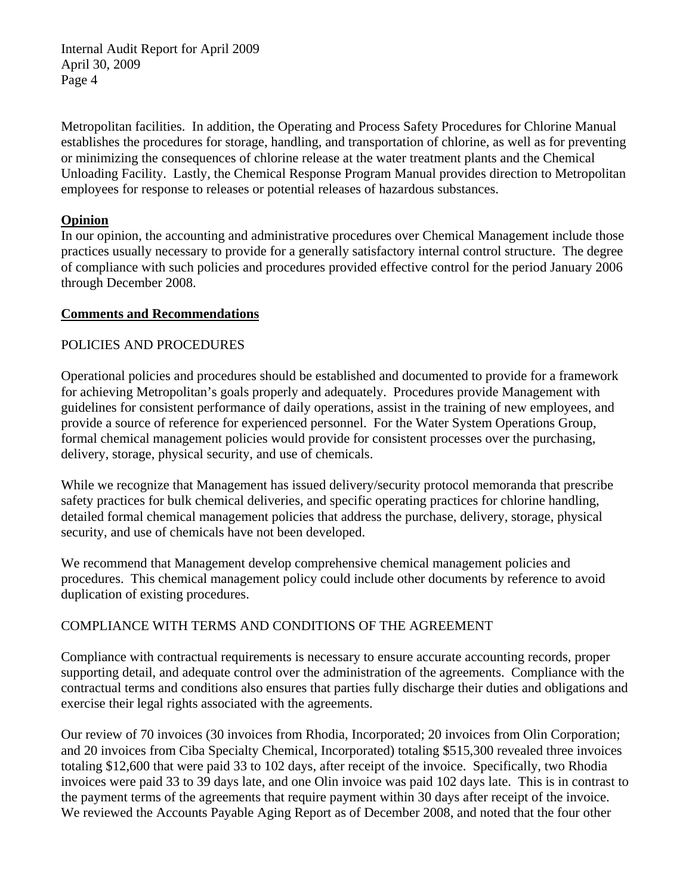Metropolitan facilities. In addition, the Operating and Process Safety Procedures for Chlorine Manual establishes the procedures for storage, handling, and transportation of chlorine, as well as for preventing or minimizing the consequences of chlorine release at the water treatment plants and the Chemical Unloading Facility. Lastly, the Chemical Response Program Manual provides direction to Metropolitan employees for response to releases or potential releases of hazardous substances.

## Opinion

In our opinion, the accounting and administrative procedures over Chemical Management include those practices usually necessary to provide for a generally satisfactory internal control structure. The degree of compliance with such policies and procedures provided effective control for the period January 2006 through December 2008.

## Comments and Recommendations

### POLICIES AND PROCEDURES

Operational policies and procedures should be established and documented to provide for a framework for achieving Metropolitan's goals properly and adequately. Procedures provide Management with guidelines for consistent performance of daily operations, assist in the training of new employees, and provide a source of reference for experienced personnel. For the Water System Operations Group, formal chemical management policies would provide for consistent processes over the purchasing, delivery, storage, physical security, and use of chemicals.

While we recognize that Management has issued delivery/security protocol memoranda that prescribe safety practices for bulk chemical deliveries, and specific operating practices for chlorine handling, detailed formal chemical management policies that address the purchase, delivery, storage, physical security, and use of chemicals have not been developed.

We recommend that Management develop comprehensive chemical management policies and procedures. This chemical management policy could include other documents by reference to avoid duplication of existing procedures.

### COMPLIANCE WITH TERMS AND CONDITIONS OF THE AGREEMENT

Compliance with contractual requirements is necessary to ensure accurate accounting records, proper supporting detail, and adequate control over the administration of the agreements. Compliance with the contractual terms and conditions also ensures that parties fully discharge their duties and obligations and exercise their legal rights associated with the agreements.

Our review of 70 invoices (30 invoices from Rhodia, Incorporated; 20 invoices from Olin Corporation; and 20 invoices from Ciba Specialty Chemical, Incorporated) totaling $515,300 revealed three invoices totaling $12,600 that were paid 33 to 102 days, after receipt of the invoice. Specifically, two Rhodia invoices were paid 33 to 39 days late, and one Olin invoice was paid 102 days late. This is in contrast to the payment terms of the agreements that require payment within 30 days after receipt of the invoice. We reviewed the Accounts Payable Aging Report as of December 2008, and noted that the four other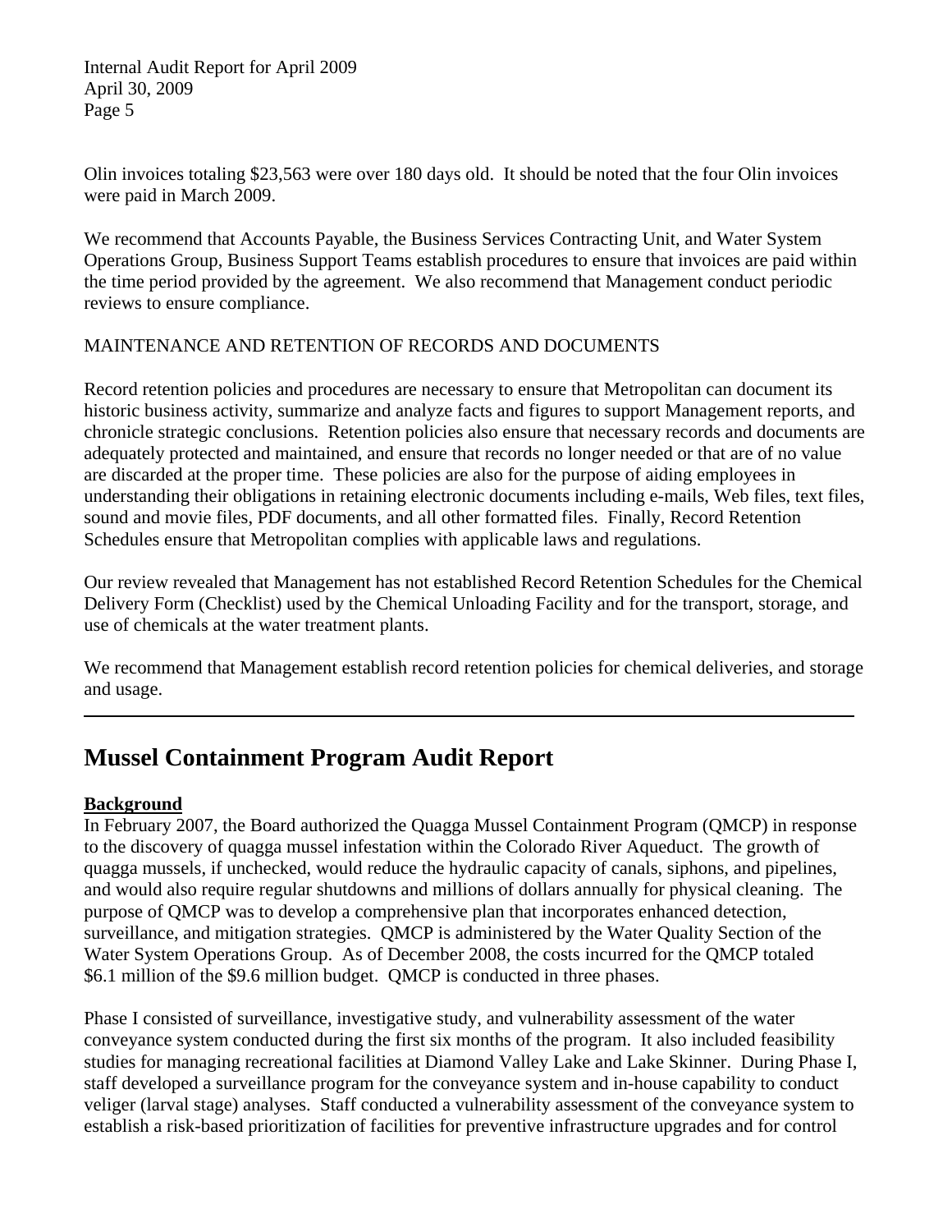Olin invoices totaling $23,563 were over 180 days old. It should be noted that the four Olin invoices were paid in March 2009.

We recommend that Accounts Payable, the Business Services Contracting Unit, and Water System Operations Group, Business Support Teams establish procedures to ensure that invoices are paid within the time period provided by the agreement. We also recommend that Management conduct periodic reviews to ensure compliance.

MAINTENANCE AND RETENTION OF RECORDS AND DOCUMENTS

Record retention policies and procedures are necessary to ensure that Metropolitan can document its historic business activity, summarize and analyze facts and figures to support Management reports, and chronicle strategic conclusions. Retention policies also ensure that necessary records and documents are adequately protected and maintained, and ensure that records no longer needed or that are of no value are discarded at the proper time. These policies are also for the purpose of aiding employees in understanding their obligations in retaining electronic documents including e-mails, Web files, text files, sound and movie files, PDF documents, and all other formatted files. Finally, Record Retention Schedules ensure that Metropolitan complies with applicable laws and regulations.

Our review revealed that Management has not established Record Retention Schedules for the Chemical Delivery Form (Checklist) used by the Chemical Unloading Facility and for the transport, storage, and use of chemicals at the water treatment plants.

We recommend that Management establish record retention policies for chemical deliveries, and storage and usage.

---

## Mussel Containment Program Audit Report

**Background**

In February 2007, the Board authorized the Quagga Mussel Containment Program (QMCP) in response to the discovery of quagga mussel infestation within the Colorado River Aqueduct. The growth of quagga mussels, if unchecked, would reduce the hydraulic capacity of canals, siphons, and pipelines, and would also require regular shutdowns and millions of dollars annually for physical cleaning. The purpose of QMCP was to develop a comprehensive plan that incorporates enhanced detection, surveillance, and mitigation strategies. QMCP is administered by the Water Quality Section of the Water System Operations Group. As of December 2008, the costs incurred for the QMCP totaled $6.1 million of the $9.6 million budget. QMCP is conducted in three phases.

Phase I consisted of surveillance, investigative study, and vulnerability assessment of the water conveyance system conducted during the first six months of the program. It also included feasibility studies for managing recreational facilities at Diamond Valley Lake and Lake Skinner. During Phase I, staff developed a surveillance program for the conveyance system and in-house capability to conduct veliger (larval stage) analyses. Staff conducted a vulnerability assessment of the conveyance system to establish a risk-based prioritization of facilities for preventive infrastructure upgrades and for control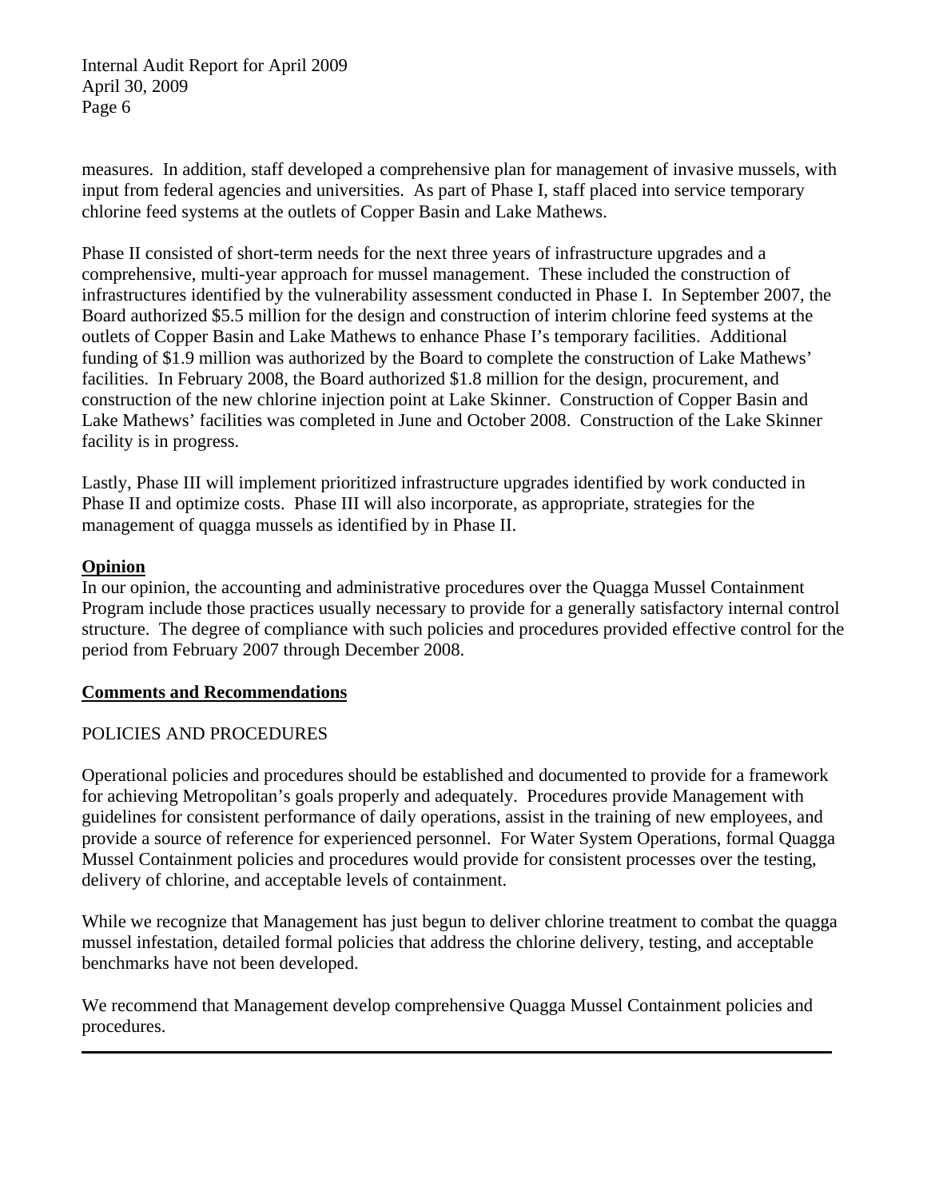measures. In addition, staff developed a comprehensive plan for management of invasive mussels, with input from federal agencies and universities. As part of Phase I, staff placed into service temporary chlorine feed systems at the outlets of Copper Basin and Lake Mathews.

Phase II consisted of short-term needs for the next three years of infrastructure upgrades and a comprehensive, multi-year approach for mussel management. These included the construction of infrastructures identified by the vulnerability assessment conducted in Phase I. In September 2007, the Board authorized $5.5 million for the design and construction of interim chlorine feed systems at the outlets of Copper Basin and Lake Mathews to enhance Phase I's temporary facilities. Additional funding of $1.9 million was authorized by the Board to complete the construction of Lake Mathews' facilities. In February 2008, the Board authorized $1.8 million for the design, procurement, and construction of the new chlorine injection point at Lake Skinner. Construction of Copper Basin and Lake Mathews' facilities was completed in June and October 2008. Construction of the Lake Skinner facility is in progress.

Lastly, Phase III will implement prioritized infrastructure upgrades identified by work conducted in Phase II and optimize costs. Phase III will also incorporate, as appropriate, strategies for the management of quagga mussels as identified by in Phase II.

**Opinion**

In our opinion, the accounting and administrative procedures over the Quagga Mussel Containment Program include those practices usually necessary to provide for a generally satisfactory internal control structure. The degree of compliance with such policies and procedures provided effective control for the period from February 2007 through December 2008.

**Comments and Recommendations**

POLICIES AND PROCEDURES

Operational policies and procedures should be established and documented to provide for a framework for achieving Metropolitan's goals properly and adequately. Procedures provide Management with guidelines for consistent performance of daily operations, assist in the training of new employees, and provide a source of reference for experienced personnel. For Water System Operations, formal Quagga Mussel Containment policies and procedures would provide for consistent processes over the testing, delivery of chlorine, and acceptable levels of containment.

While we recognize that Management has just begun to deliver chlorine treatment to combat the quagga mussel infestation, detailed formal policies that address the chlorine delivery, testing, and acceptable benchmarks have not been developed.

We recommend that Management develop comprehensive Quagga Mussel Containment policies and procedures.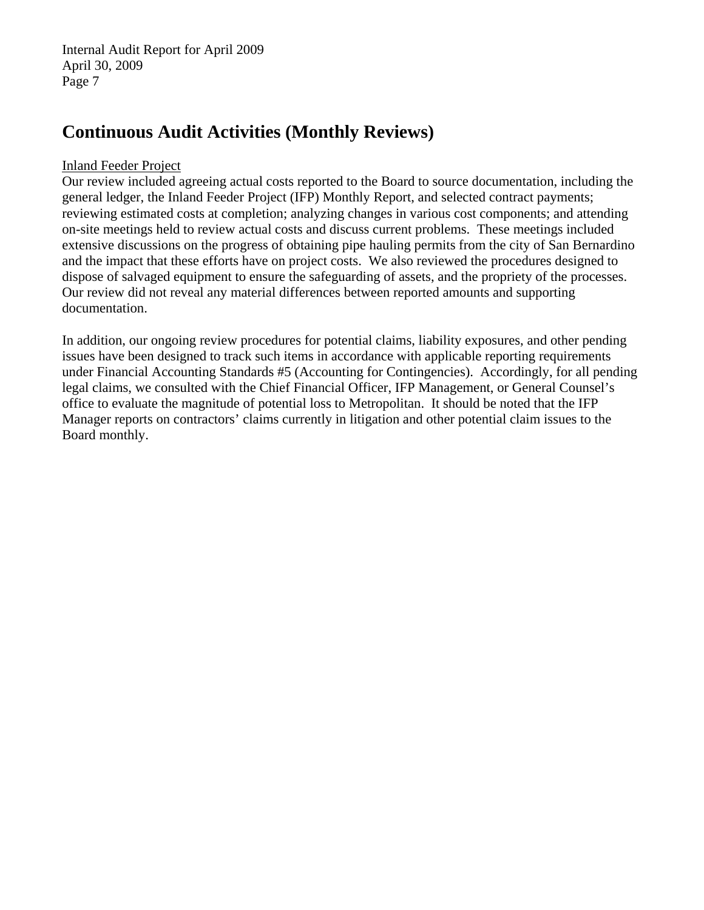## Continuous Audit Activities (Monthly Reviews)

Inland Feeder Project

Our review included agreeing actual costs reported to the Board to source documentation, including the general ledger, the Inland Feeder Project (IFP) Monthly Report, and selected contract payments; reviewing estimated costs at completion; analyzing changes in various cost components; and attending on-site meetings held to review actual costs and discuss current problems. These meetings included extensive discussions on the progress of obtaining pipe hauling permits from the city of San Bernardino and the impact that these efforts have on project costs. We also reviewed the procedures designed to dispose of salvaged equipment to ensure the safeguarding of assets, and the propriety of the processes. Our review did not reveal any material differences between reported amounts and supporting documentation.

In addition, our ongoing review procedures for potential claims, liability exposures, and other pending issues have been designed to track such items in accordance with applicable reporting requirements under Financial Accounting Standards #5 (Accounting for Contingencies). Accordingly, for all pending legal claims, we consulted with the Chief Financial Officer, IFP Management, or General Counsel's office to evaluate the magnitude of potential loss to Metropolitan. It should be noted that the IFP Manager reports on contractors' claims currently in litigation and other potential claim issues to the Board monthly.